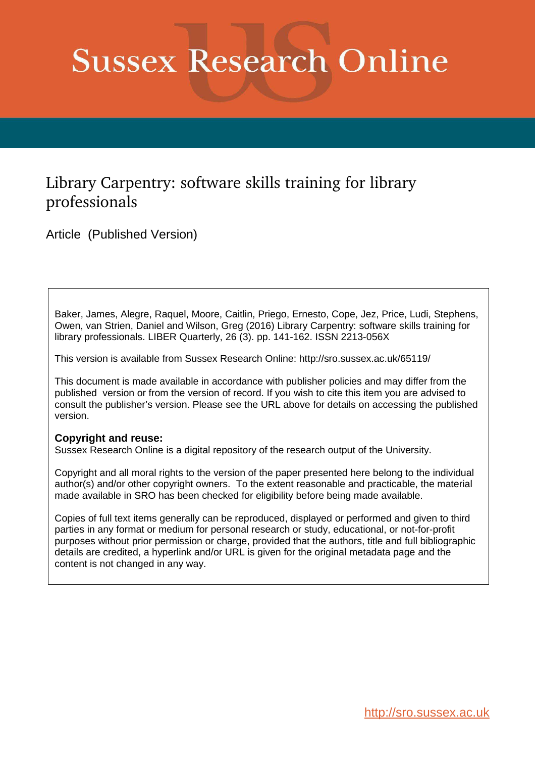# Sussex Research Online

## Library Carpentry: software skills training for library professionals

Article (Published Version)

Baker, James, Alegre, Raquel, Moore, Caitlin, Priego, Ernesto, Cope, Jez, Price, Ludi, Stephens, Owen, van Strien, Daniel and Wilson, Greg (2016) Library Carpentry: software skills training for library professionals. LIBER Quarterly, 26 (3). pp. 141-162. ISSN 2213-056X

This version is available from Sussex Research Online: http://sro.sussex.ac.uk/65119/

This document is made available in accordance with publisher policies and may differ from the published version or from the version of record. If you wish to cite this item you are advised to consult the publisher's version. Please see the URL above for details on accessing the published version.

**Copyright and reuse:**
Sussex Research Online is a digital repository of the research output of the University.

Copyright and all moral rights to the version of the paper presented here belong to the individual author(s) and/or other copyright owners. To the extent reasonable and practicable, the material made available in SRO has been checked for eligibility before being made available.

Copies of full text items generally can be reproduced, displayed or performed and given to third parties in any format or medium for personal research or study, educational, or not-for-profit purposes without prior permission or charge, provided that the authors, title and full bibliographic details are credited, a hyperlink and/or URL is given for the original metadata page and the content is not changed in any way.

http://sro.sussex.ac.uk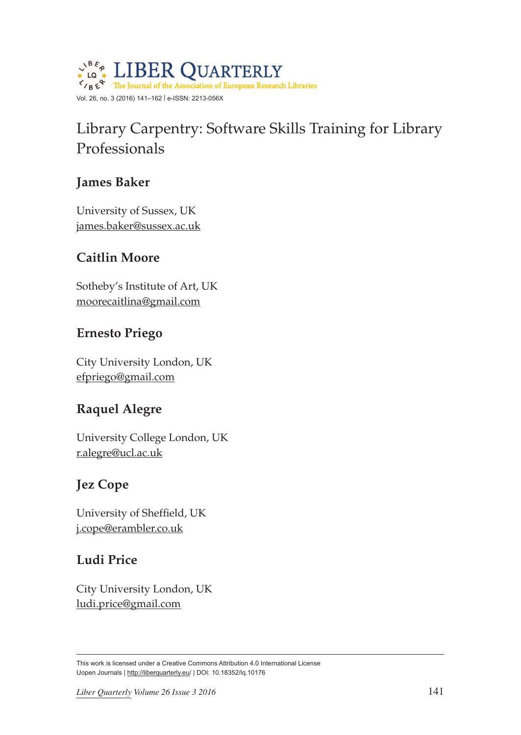# Library Carpentry: Software Skills Training for Library Professionals

## James Baker

University of Sussex, UK
james.baker@sussex.ac.uk

## Caitlin Moore

Sotheby's Institute of Art, UK
moorecaitlina@gmail.com

## Ernesto Priego

City University London, UK
efpriego@gmail.com

## Raquel Alegre

University College London, UK
r.alegre@ucl.ac.uk

## Jez Cope

University of Sheffield, UK
j.cope@erambler.co.uk

## Ludi Price

City University London, UK
ludi.price@gmail.com

This work is licensed under a Creative Commons Attribution 4.0 International License
Uopen Journals | http://liberquarterly.eu/ | DOI: 10.18352/lq.10176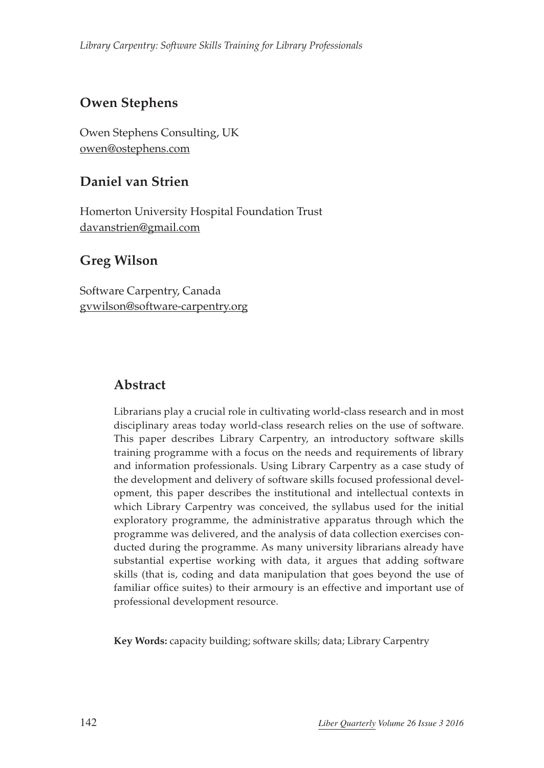## Owen Stephens

Owen Stephens Consulting, UK
owen@ostephens.com

## Daniel van Strien

Homerton University Hospital Foundation Trust
davanstrien@gmail.com

## Greg Wilson

Software Carpentry, Canada
gvwilson@software-carpentry.org

## Abstract

Librarians play a crucial role in cultivating world-class research and in most disciplinary areas today world-class research relies on the use of software. This paper describes Library Carpentry, an introductory software skills training programme with a focus on the needs and requirements of library and information professionals. Using Library Carpentry as a case study of the development and delivery of software skills focused professional development, this paper describes the institutional and intellectual contexts in which Library Carpentry was conceived, the syllabus used for the initial exploratory programme, the administrative apparatus through which the programme was delivered, and the analysis of data collection exercises conducted during the programme. As many university librarians already have substantial expertise working with data, it argues that adding software skills (that is, coding and data manipulation that goes beyond the use of familiar office suites) to their armoury is an effective and important use of professional development resource.

**Key Words:** capacity building; software skills; data; Library Carpentry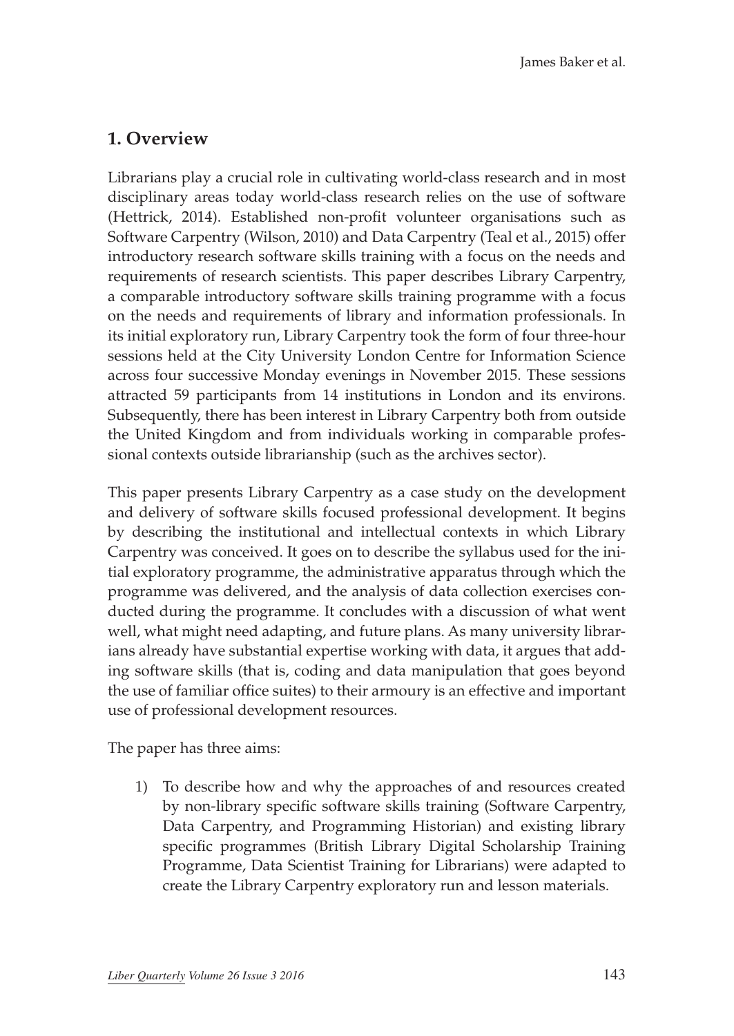## 1. Overview

Librarians play a crucial role in cultivating world-class research and in most disciplinary areas today world-class research relies on the use of software (Hettrick, 2014). Established non-profit volunteer organisations such as Software Carpentry (Wilson, 2010) and Data Carpentry (Teal et al., 2015) offer introductory research software skills training with a focus on the needs and requirements of research scientists. This paper describes Library Carpentry, a comparable introductory software skills training programme with a focus on the needs and requirements of library and information professionals. In its initial exploratory run, Library Carpentry took the form of four three-hour sessions held at the City University London Centre for Information Science across four successive Monday evenings in November 2015. These sessions attracted 59 participants from 14 institutions in London and its environs. Subsequently, there has been interest in Library Carpentry both from outside the United Kingdom and from individuals working in comparable professional contexts outside librarianship (such as the archives sector).

This paper presents Library Carpentry as a case study on the development and delivery of software skills focused professional development. It begins by describing the institutional and intellectual contexts in which Library Carpentry was conceived. It goes on to describe the syllabus used for the initial exploratory programme, the administrative apparatus through which the programme was delivered, and the analysis of data collection exercises conducted during the programme. It concludes with a discussion of what went well, what might need adapting, and future plans. As many university librarians already have substantial expertise working with data, it argues that adding software skills (that is, coding and data manipulation that goes beyond the use of familiar office suites) to their armoury is an effective and important use of professional development resources.

The paper has three aims:

1) To describe how and why the approaches of and resources created by non-library specific software skills training (Software Carpentry, Data Carpentry, and Programming Historian) and existing library specific programmes (British Library Digital Scholarship Training Programme, Data Scientist Training for Librarians) were adapted to create the Library Carpentry exploratory run and lesson materials.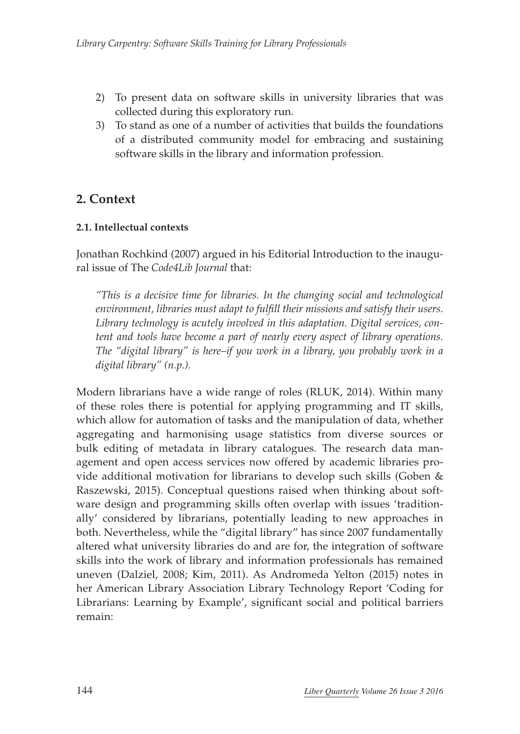2) To present data on software skills in university libraries that was collected during this exploratory run.
3) To stand as one of a number of activities that builds the foundations of a distributed community model for embracing and sustaining software skills in the library and information profession.

## 2. Context

### 2.1. Intellectual contexts

Jonathan Rochkind (2007) argued in his Editorial Introduction to the inaugural issue of The *Code4Lib Journal* that:

> *"This is a decisive time for libraries. In the changing social and technological environment, libraries must adapt to fulfill their missions and satisfy their users. Library technology is acutely involved in this adaptation. Digital services, content and tools have become a part of nearly every aspect of library operations. The "digital library" is here–if you work in a library, you probably work in a digital library" (n.p.).*

Modern librarians have a wide range of roles (RLUK, 2014). Within many of these roles there is potential for applying programming and IT skills, which allow for automation of tasks and the manipulation of data, whether aggregating and harmonising usage statistics from diverse sources or bulk editing of metadata in library catalogues. The research data management and open access services now offered by academic libraries provide additional motivation for librarians to develop such skills (Goben & Raszewski, 2015). Conceptual questions raised when thinking about software design and programming skills often overlap with issues 'traditionally' considered by librarians, potentially leading to new approaches in both. Nevertheless, while the "digital library" has since 2007 fundamentally altered what university libraries do and are for, the integration of software skills into the work of library and information professionals has remained uneven (Dalziel, 2008; Kim, 2011). As Andromeda Yelton (2015) notes in her American Library Association Library Technology Report 'Coding for Librarians: Learning by Example', significant social and political barriers remain: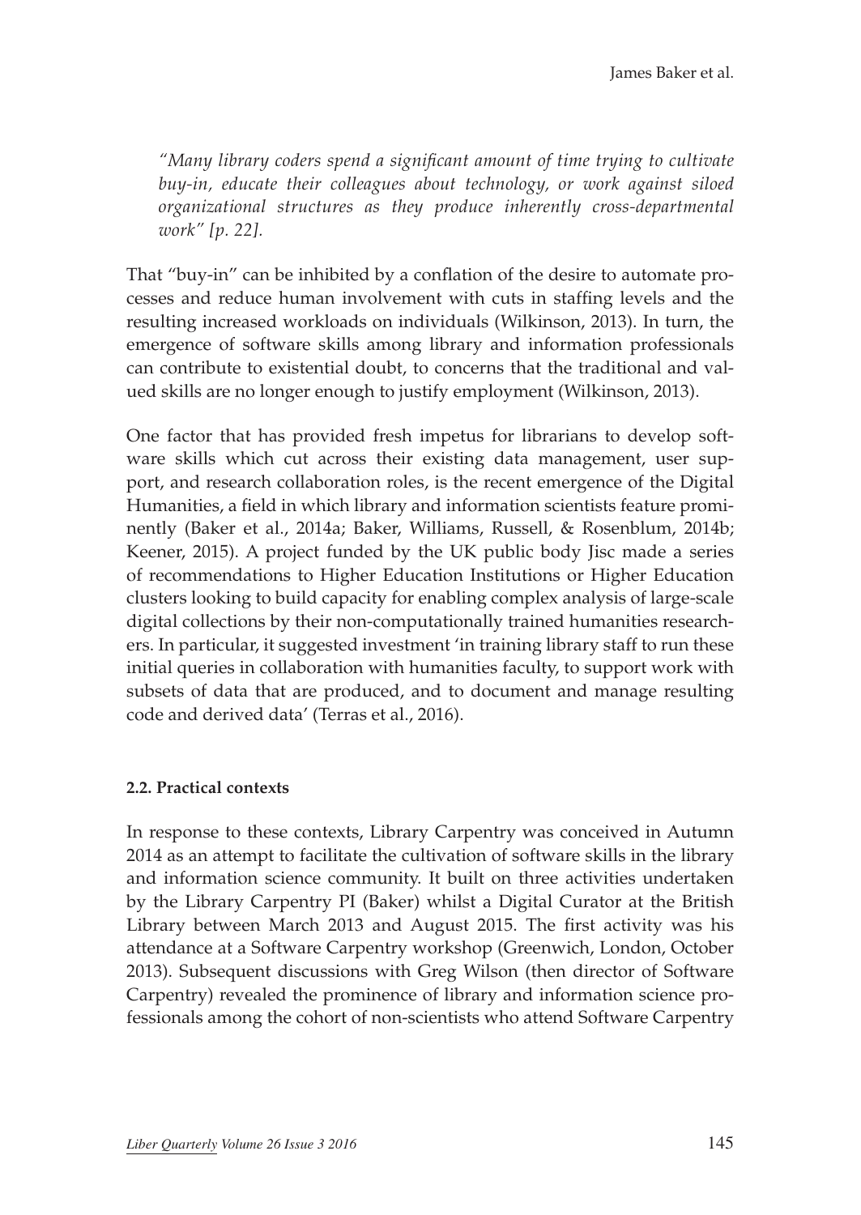*"Many library coders spend a significant amount of time trying to cultivate buy-in, educate their colleagues about technology, or work against siloed organizational structures as they produce inherently cross-departmental work" [p. 22].*

That "buy-in" can be inhibited by a conflation of the desire to automate processes and reduce human involvement with cuts in staffing levels and the resulting increased workloads on individuals (Wilkinson, 2013). In turn, the emergence of software skills among library and information professionals can contribute to existential doubt, to concerns that the traditional and valued skills are no longer enough to justify employment (Wilkinson, 2013).

One factor that has provided fresh impetus for librarians to develop software skills which cut across their existing data management, user support, and research collaboration roles, is the recent emergence of the Digital Humanities, a field in which library and information scientists feature prominently (Baker et al., 2014a; Baker, Williams, Russell, & Rosenblum, 2014b; Keener, 2015). A project funded by the UK public body Jisc made a series of recommendations to Higher Education Institutions or Higher Education clusters looking to build capacity for enabling complex analysis of large-scale digital collections by their non-computationally trained humanities researchers. In particular, it suggested investment 'in training library staff to run these initial queries in collaboration with humanities faculty, to support work with subsets of data that are produced, and to document and manage resulting code and derived data' (Terras et al., 2016).

### 2.2. Practical contexts

In response to these contexts, Library Carpentry was conceived in Autumn 2014 as an attempt to facilitate the cultivation of software skills in the library and information science community. It built on three activities undertaken by the Library Carpentry PI (Baker) whilst a Digital Curator at the British Library between March 2013 and August 2015. The first activity was his attendance at a Software Carpentry workshop (Greenwich, London, October 2013). Subsequent discussions with Greg Wilson (then director of Software Carpentry) revealed the prominence of library and information science professionals among the cohort of non-scientists who attend Software Carpentry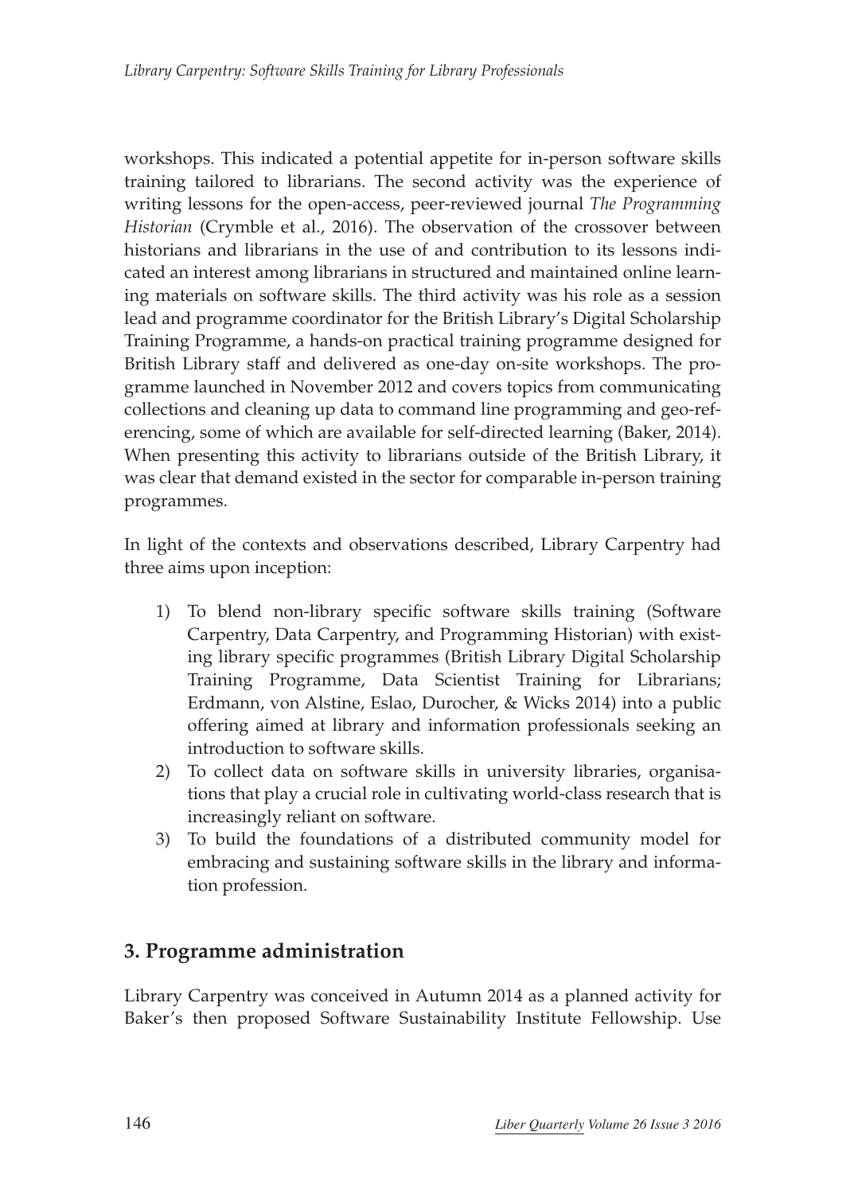workshops. This indicated a potential appetite for in-person software skills training tailored to librarians. The second activity was the experience of writing lessons for the open-access, peer-reviewed journal *The Programming Historian* (Crymble et al., 2016). The observation of the crossover between historians and librarians in the use of and contribution to its lessons indicated an interest among librarians in structured and maintained online learning materials on software skills. The third activity was his role as a session lead and programme coordinator for the British Library's Digital Scholarship Training Programme, a hands-on practical training programme designed for British Library staff and delivered as one-day on-site workshops. The programme launched in November 2012 and covers topics from communicating collections and cleaning up data to command line programming and geo-referencing, some of which are available for self-directed learning (Baker, 2014). When presenting this activity to librarians outside of the British Library, it was clear that demand existed in the sector for comparable in-person training programmes.

In light of the contexts and observations described, Library Carpentry had three aims upon inception:

1) To blend non-library specific software skills training (Software Carpentry, Data Carpentry, and Programming Historian) with existing library specific programmes (British Library Digital Scholarship Training Programme, Data Scientist Training for Librarians; Erdmann, von Alstine, Eslao, Durocher, & Wicks 2014) into a public offering aimed at library and information professionals seeking an introduction to software skills.
2) To collect data on software skills in university libraries, organisations that play a crucial role in cultivating world-class research that is increasingly reliant on software.
3) To build the foundations of a distributed community model for embracing and sustaining software skills in the library and information profession.

## 3. Programme administration

Library Carpentry was conceived in Autumn 2014 as a planned activity for Baker's then proposed Software Sustainability Institute Fellowship. Use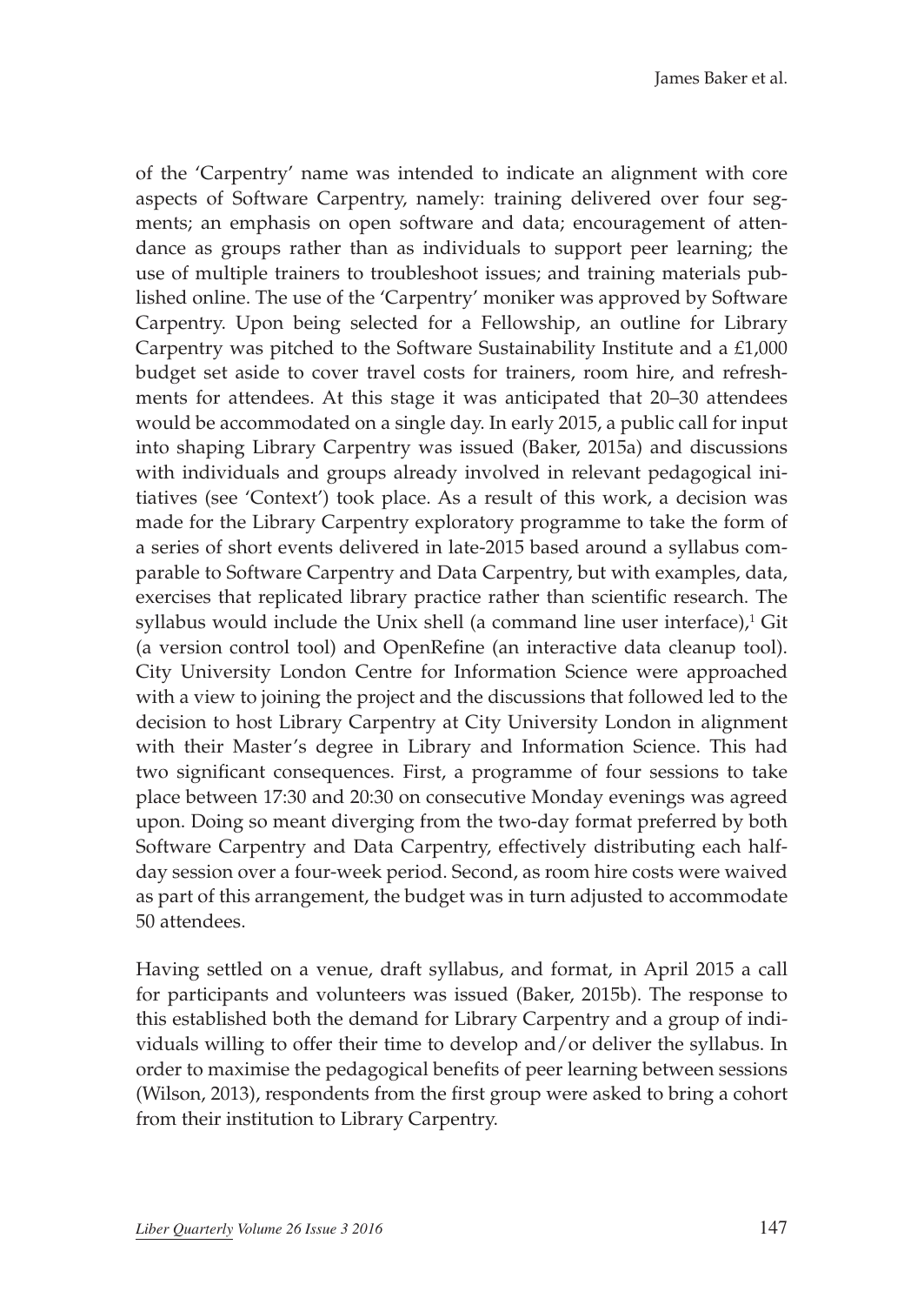of the 'Carpentry' name was intended to indicate an alignment with core aspects of Software Carpentry, namely: training delivered over four segments; an emphasis on open software and data; encouragement of attendance as groups rather than as individuals to support peer learning; the use of multiple trainers to troubleshoot issues; and training materials published online. The use of the 'Carpentry' moniker was approved by Software Carpentry. Upon being selected for a Fellowship, an outline for Library Carpentry was pitched to the Software Sustainability Institute and a £1,000 budget set aside to cover travel costs for trainers, room hire, and refreshments for attendees. At this stage it was anticipated that 20–30 attendees would be accommodated on a single day. In early 2015, a public call for input into shaping Library Carpentry was issued (Baker, 2015a) and discussions with individuals and groups already involved in relevant pedagogical initiatives (see 'Context') took place. As a result of this work, a decision was made for the Library Carpentry exploratory programme to take the form of a series of short events delivered in late-2015 based around a syllabus comparable to Software Carpentry and Data Carpentry, but with examples, data, exercises that replicated library practice rather than scientific research. The syllabus would include the Unix shell (a command line user interface),[1] Git (a version control tool) and OpenRefine (an interactive data cleanup tool). City University London Centre for Information Science were approached with a view to joining the project and the discussions that followed led to the decision to host Library Carpentry at City University London in alignment with their Master's degree in Library and Information Science. This had two significant consequences. First, a programme of four sessions to take place between 17:30 and 20:30 on consecutive Monday evenings was agreed upon. Doing so meant diverging from the two-day format preferred by both Software Carpentry and Data Carpentry, effectively distributing each half-day session over a four-week period. Second, as room hire costs were waived as part of this arrangement, the budget was in turn adjusted to accommodate 50 attendees.

Having settled on a venue, draft syllabus, and format, in April 2015 a call for participants and volunteers was issued (Baker, 2015b). The response to this established both the demand for Library Carpentry and a group of individuals willing to offer their time to develop and/or deliver the syllabus. In order to maximise the pedagogical benefits of peer learning between sessions (Wilson, 2013), respondents from the first group were asked to bring a cohort from their institution to Library Carpentry.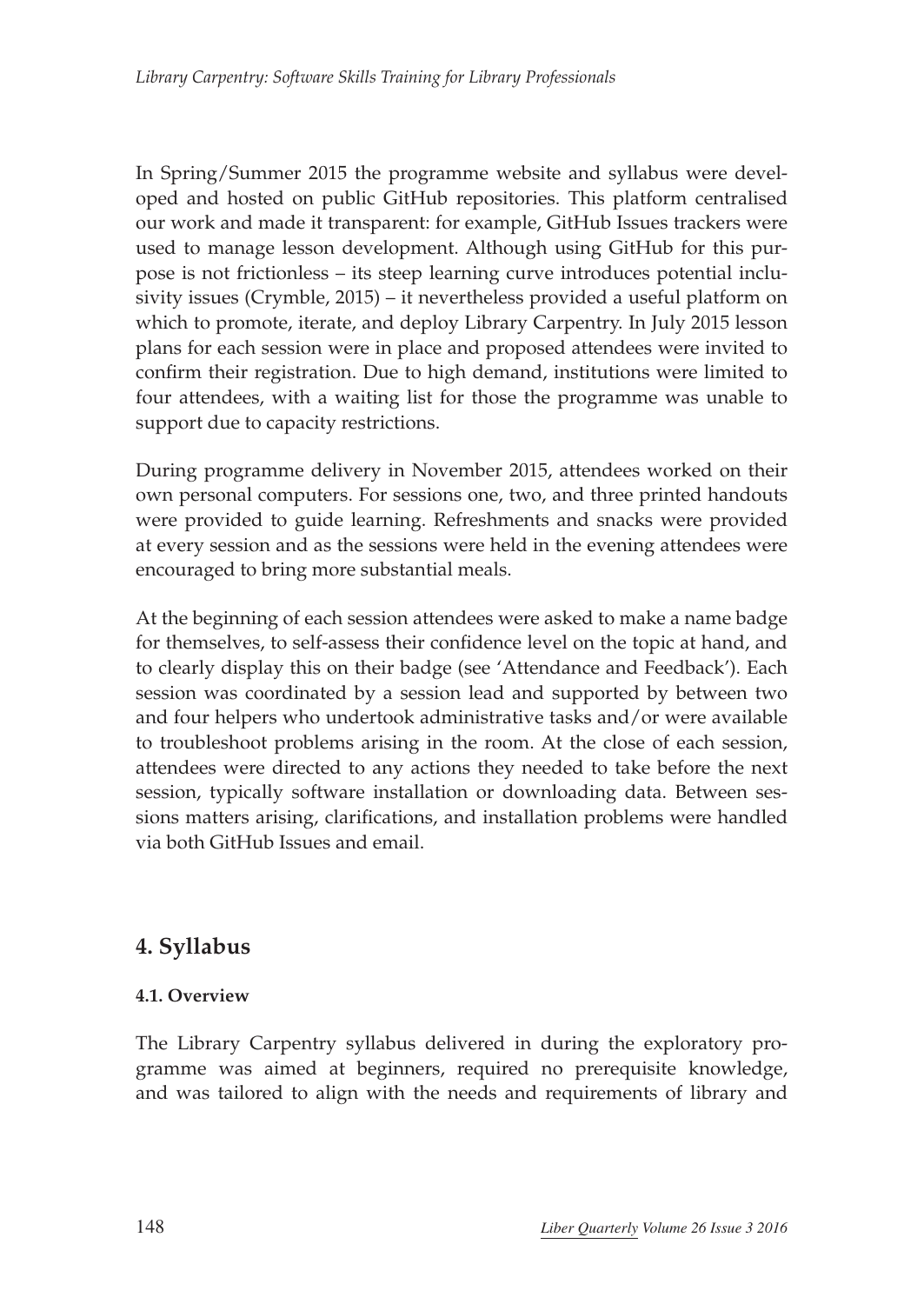In Spring/Summer 2015 the programme website and syllabus were developed and hosted on public GitHub repositories. This platform centralised our work and made it transparent: for example, GitHub Issues trackers were used to manage lesson development. Although using GitHub for this purpose is not frictionless – its steep learning curve introduces potential inclusivity issues (Crymble, 2015) – it nevertheless provided a useful platform on which to promote, iterate, and deploy Library Carpentry. In July 2015 lesson plans for each session were in place and proposed attendees were invited to confirm their registration. Due to high demand, institutions were limited to four attendees, with a waiting list for those the programme was unable to support due to capacity restrictions.

During programme delivery in November 2015, attendees worked on their own personal computers. For sessions one, two, and three printed handouts were provided to guide learning. Refreshments and snacks were provided at every session and as the sessions were held in the evening attendees were encouraged to bring more substantial meals.

At the beginning of each session attendees were asked to make a name badge for themselves, to self-assess their confidence level on the topic at hand, and to clearly display this on their badge (see 'Attendance and Feedback'). Each session was coordinated by a session lead and supported by between two and four helpers who undertook administrative tasks and/or were available to troubleshoot problems arising in the room. At the close of each session, attendees were directed to any actions they needed to take before the next session, typically software installation or downloading data. Between sessions matters arising, clarifications, and installation problems were handled via both GitHub Issues and email.

## 4. Syllabus

### 4.1. Overview

The Library Carpentry syllabus delivered in during the exploratory programme was aimed at beginners, required no prerequisite knowledge, and was tailored to align with the needs and requirements of library and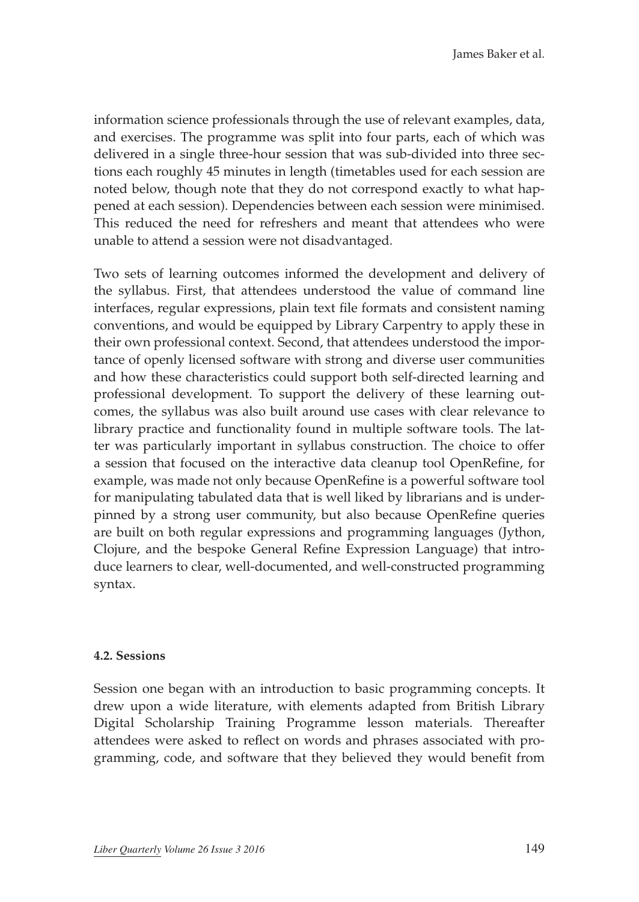information science professionals through the use of relevant examples, data, and exercises. The programme was split into four parts, each of which was delivered in a single three-hour session that was sub-divided into three sections each roughly 45 minutes in length (timetables used for each session are noted below, though note that they do not correspond exactly to what happened at each session). Dependencies between each session were minimised. This reduced the need for refreshers and meant that attendees who were unable to attend a session were not disadvantaged.

Two sets of learning outcomes informed the development and delivery of the syllabus. First, that attendees understood the value of command line interfaces, regular expressions, plain text file formats and consistent naming conventions, and would be equipped by Library Carpentry to apply these in their own professional context. Second, that attendees understood the importance of openly licensed software with strong and diverse user communities and how these characteristics could support both self-directed learning and professional development. To support the delivery of these learning outcomes, the syllabus was also built around use cases with clear relevance to library practice and functionality found in multiple software tools. The latter was particularly important in syllabus construction. The choice to offer a session that focused on the interactive data cleanup tool OpenRefine, for example, was made not only because OpenRefine is a powerful software tool for manipulating tabulated data that is well liked by librarians and is underpinned by a strong user community, but also because OpenRefine queries are built on both regular expressions and programming languages (Jython, Clojure, and the bespoke General Refine Expression Language) that introduce learners to clear, well-documented, and well-constructed programming syntax.

#### 4.2. Sessions

Session one began with an introduction to basic programming concepts. It drew upon a wide literature, with elements adapted from British Library Digital Scholarship Training Programme lesson materials. Thereafter attendees were asked to reflect on words and phrases associated with programming, code, and software that they believed they would benefit from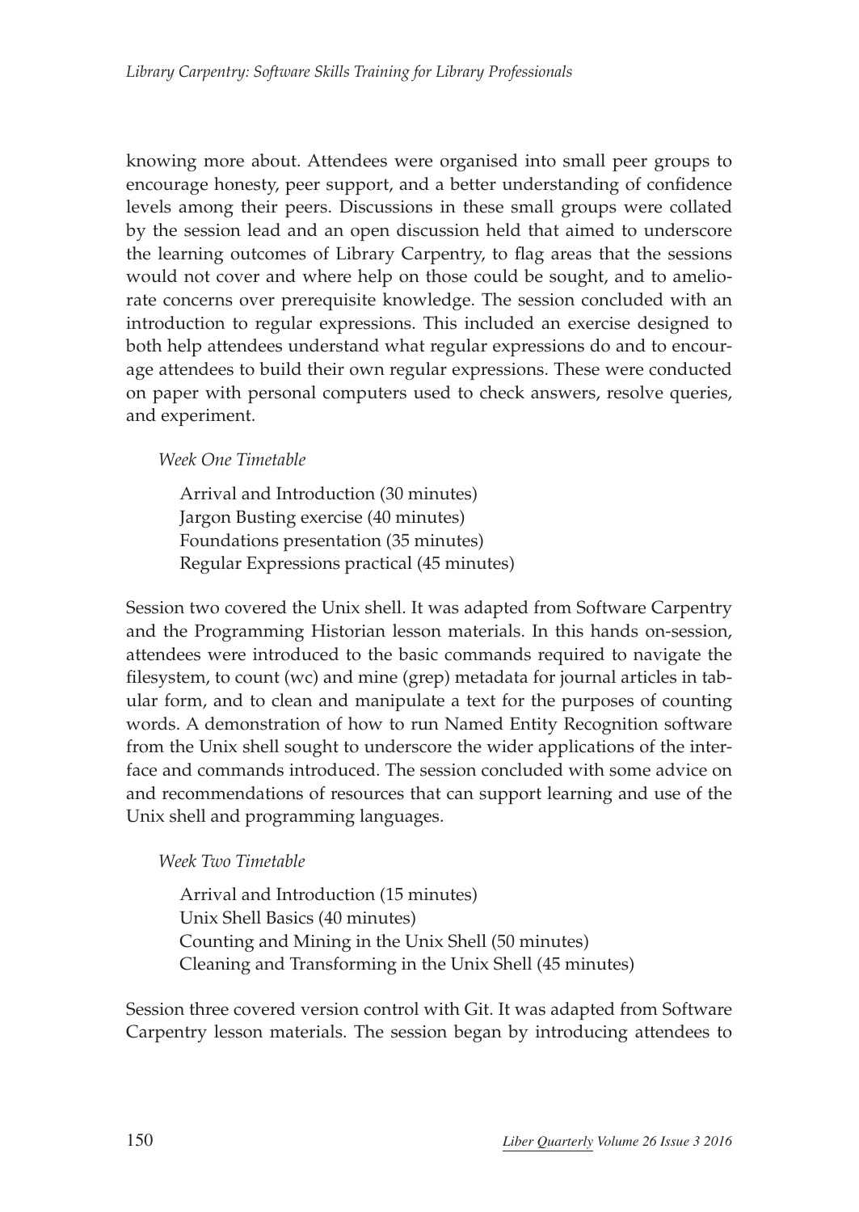knowing more about. Attendees were organised into small peer groups to encourage honesty, peer support, and a better understanding of confidence levels among their peers. Discussions in these small groups were collated by the session lead and an open discussion held that aimed to underscore the learning outcomes of Library Carpentry, to flag areas that the sessions would not cover and where help on those could be sought, and to ameliorate concerns over prerequisite knowledge. The session concluded with an introduction to regular expressions. This included an exercise designed to both help attendees understand what regular expressions do and to encourage attendees to build their own regular expressions. These were conducted on paper with personal computers used to check answers, resolve queries, and experiment.

*Week One Timetable*

Arrival and Introduction (30 minutes)
Jargon Busting exercise (40 minutes)
Foundations presentation (35 minutes)
Regular Expressions practical (45 minutes)

Session two covered the Unix shell. It was adapted from Software Carpentry and the Programming Historian lesson materials. In this hands on-session, attendees were introduced to the basic commands required to navigate the filesystem, to count (wc) and mine (grep) metadata for journal articles in tabular form, and to clean and manipulate a text for the purposes of counting words. A demonstration of how to run Named Entity Recognition software from the Unix shell sought to underscore the wider applications of the interface and commands introduced. The session concluded with some advice on and recommendations of resources that can support learning and use of the Unix shell and programming languages.

*Week Two Timetable*

Arrival and Introduction (15 minutes)
Unix Shell Basics (40 minutes)
Counting and Mining in the Unix Shell (50 minutes)
Cleaning and Transforming in the Unix Shell (45 minutes)

Session three covered version control with Git. It was adapted from Software Carpentry lesson materials. The session began by introducing attendees to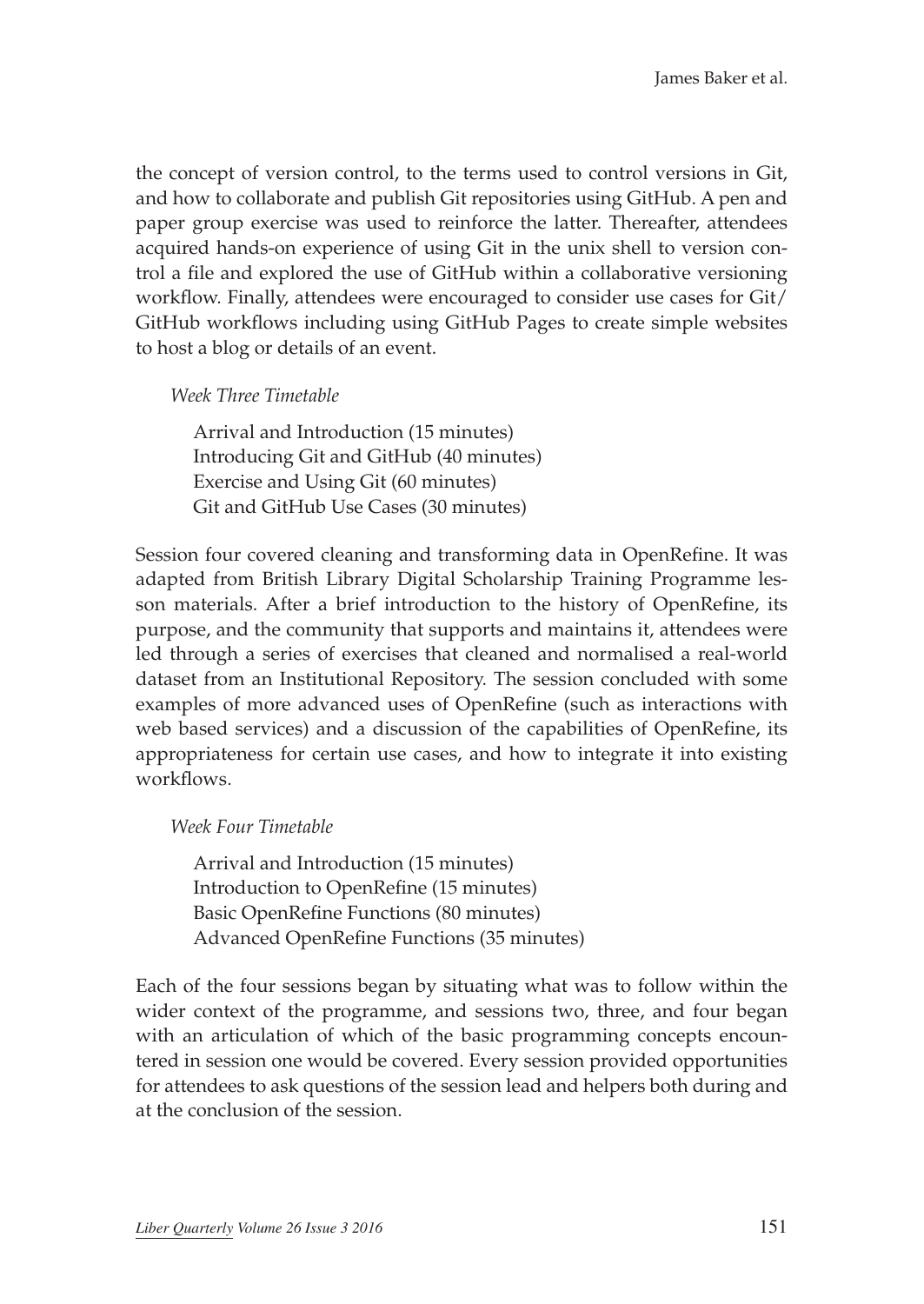the concept of version control, to the terms used to control versions in Git, and how to collaborate and publish Git repositories using GitHub. A pen and paper group exercise was used to reinforce the latter. Thereafter, attendees acquired hands-on experience of using Git in the unix shell to version control a file and explored the use of GitHub within a collaborative versioning workflow. Finally, attendees were encouraged to consider use cases for Git/GitHub workflows including using GitHub Pages to create simple websites to host a blog or details of an event.

*Week Three Timetable*

Arrival and Introduction (15 minutes)
Introducing Git and GitHub (40 minutes)
Exercise and Using Git (60 minutes)
Git and GitHub Use Cases (30 minutes)

Session four covered cleaning and transforming data in OpenRefine. It was adapted from British Library Digital Scholarship Training Programme lesson materials. After a brief introduction to the history of OpenRefine, its purpose, and the community that supports and maintains it, attendees were led through a series of exercises that cleaned and normalised a real-world dataset from an Institutional Repository. The session concluded with some examples of more advanced uses of OpenRefine (such as interactions with web based services) and a discussion of the capabilities of OpenRefine, its appropriateness for certain use cases, and how to integrate it into existing workflows.

*Week Four Timetable*

Arrival and Introduction (15 minutes)
Introduction to OpenRefine (15 minutes)
Basic OpenRefine Functions (80 minutes)
Advanced OpenRefine Functions (35 minutes)

Each of the four sessions began by situating what was to follow within the wider context of the programme, and sessions two, three, and four began with an articulation of which of the basic programming concepts encountered in session one would be covered. Every session provided opportunities for attendees to ask questions of the session lead and helpers both during and at the conclusion of the session.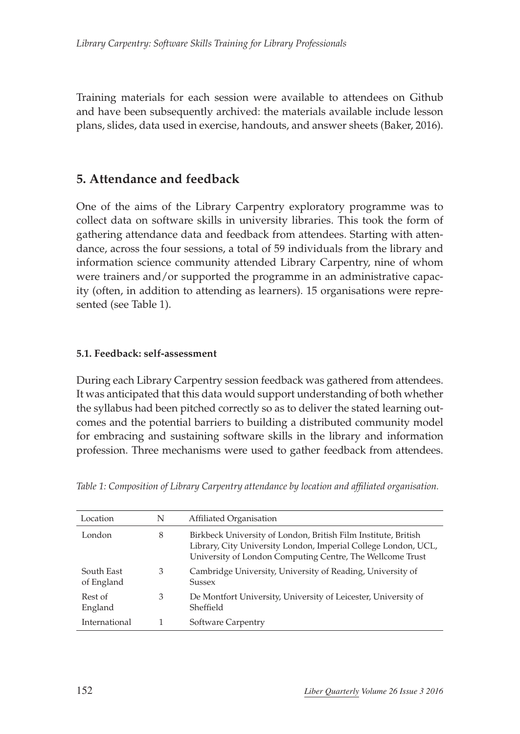Training materials for each session were available to attendees on Github and have been subsequently archived: the materials available include lesson plans, slides, data used in exercise, handouts, and answer sheets (Baker, 2016).

## 5. Attendance and feedback

One of the aims of the Library Carpentry exploratory programme was to collect data on software skills in university libraries. This took the form of gathering attendance data and feedback from attendees. Starting with attendance, across the four sessions, a total of 59 individuals from the library and information science community attended Library Carpentry, nine of whom were trainers and/or supported the programme in an administrative capacity (often, in addition to attending as learners). 15 organisations were represented (see Table 1).

### 5.1. Feedback: self-assessment

During each Library Carpentry session feedback was gathered from attendees. It was anticipated that this data would support understanding of both whether the syllabus had been pitched correctly so as to deliver the stated learning outcomes and the potential barriers to building a distributed community model for embracing and sustaining software skills in the library and information profession. Three mechanisms were used to gather feedback from attendees.

*Table 1: Composition of Library Carpentry attendance by location and affiliated organisation.*

| Location | N | Affiliated Organisation |
|---|---|---|
| London | 8 | Birkbeck University of London, British Film Institute, British Library, City University London, Imperial College London, UCL, University of London Computing Centre, The Wellcome Trust |
| South East of England | 3 | Cambridge University, University of Reading, University of Sussex |
| Rest of England | 3 | De Montfort University, University of Leicester, University of Sheffield |
| International | 1 | Software Carpentry |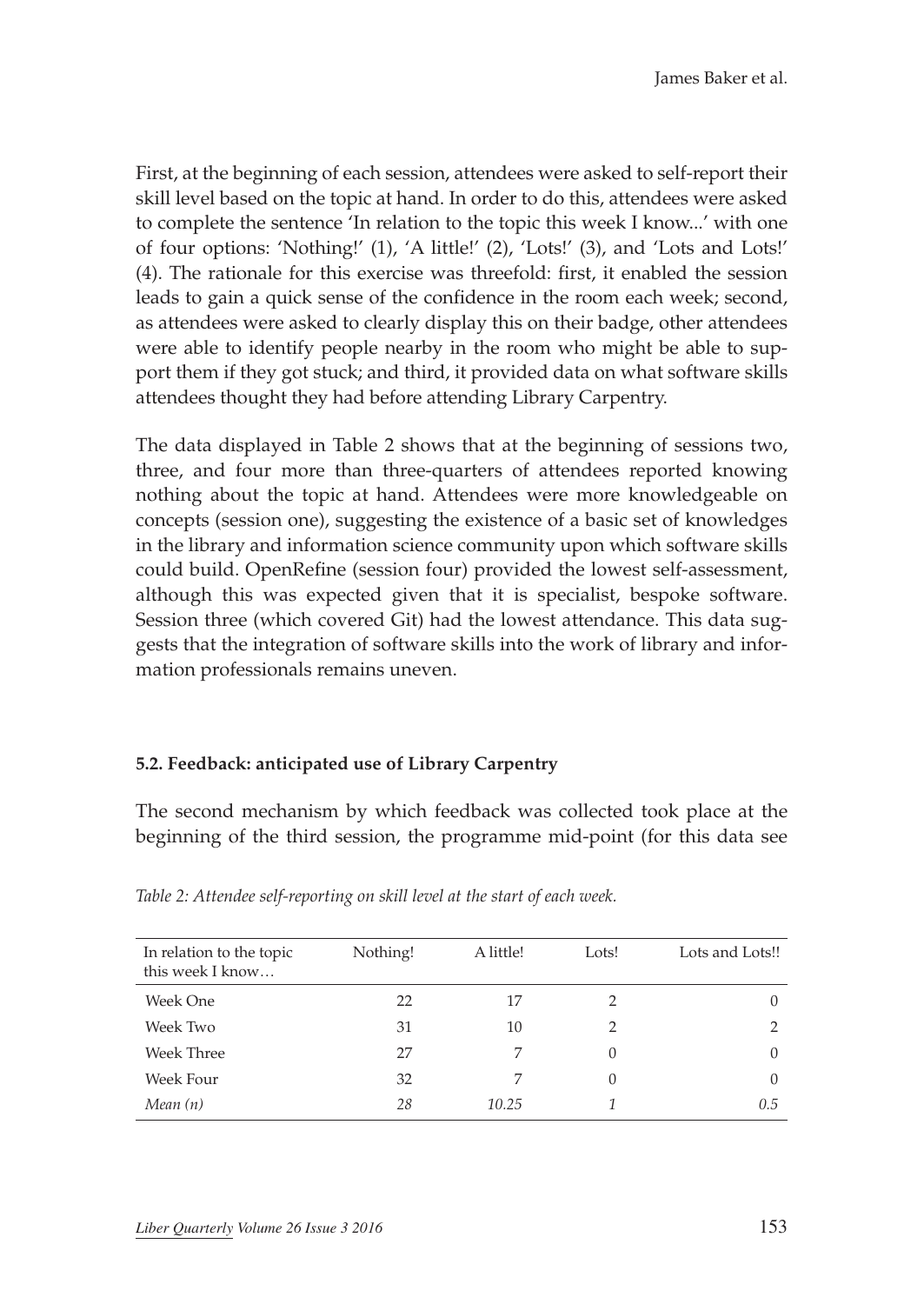First, at the beginning of each session, attendees were asked to self-report their skill level based on the topic at hand. In order to do this, attendees were asked to complete the sentence 'In relation to the topic this week I know...' with one of four options: 'Nothing!' (1), 'A little!' (2), 'Lots!' (3), and 'Lots and Lots!' (4). The rationale for this exercise was threefold: first, it enabled the session leads to gain a quick sense of the confidence in the room each week; second, as attendees were asked to clearly display this on their badge, other attendees were able to identify people nearby in the room who might be able to support them if they got stuck; and third, it provided data on what software skills attendees thought they had before attending Library Carpentry.

The data displayed in Table 2 shows that at the beginning of sessions two, three, and four more than three-quarters of attendees reported knowing nothing about the topic at hand. Attendees were more knowledgeable on concepts (session one), suggesting the existence of a basic set of knowledges in the library and information science community upon which software skills could build. OpenRefine (session four) provided the lowest self-assessment, although this was expected given that it is specialist, bespoke software. Session three (which covered Git) had the lowest attendance. This data suggests that the integration of software skills into the work of library and information professionals remains uneven.

### 5.2. Feedback: anticipated use of Library Carpentry

The second mechanism by which feedback was collected took place at the beginning of the third session, the programme mid-point (for this data see

*Table 2: Attendee self-reporting on skill level at the start of each week.*

| In relation to the topic this week I know… | Nothing! | A little! | Lots! | Lots and Lots!! |
|---|---|---|---|---|
| Week One | 22 | 17 | 2 | 0 |
| Week Two | 31 | 10 | 2 | 2 |
| Week Three | 27 | 7 | 0 | 0 |
| Week Four | 32 | 7 | 0 | 0 |
| *Mean (n)* | *28* | *10.25* | *1* | *0.5* |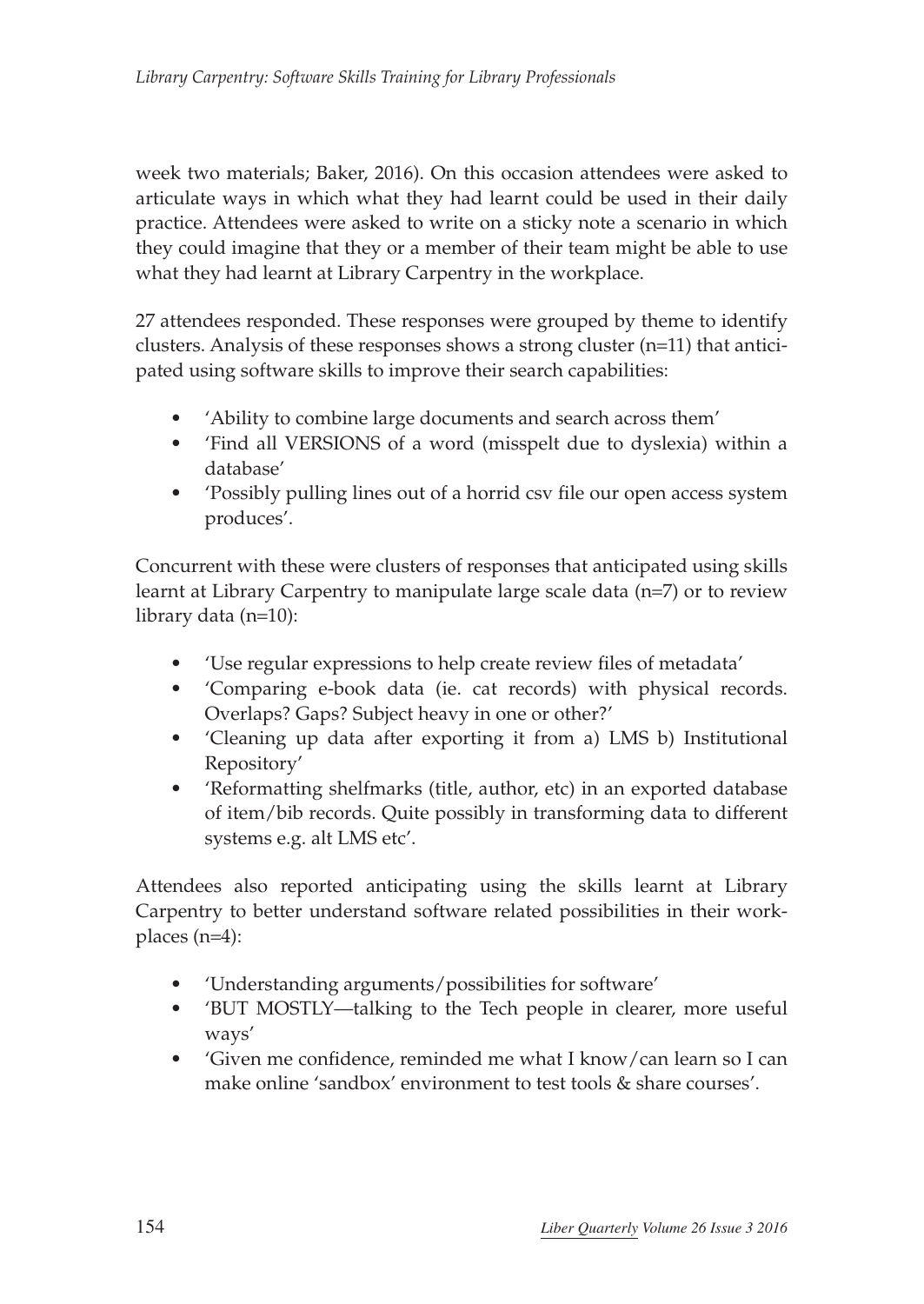week two materials; Baker, 2016). On this occasion attendees were asked to articulate ways in which what they had learnt could be used in their daily practice. Attendees were asked to write on a sticky note a scenario in which they could imagine that they or a member of their team might be able to use what they had learnt at Library Carpentry in the workplace.

27 attendees responded. These responses were grouped by theme to identify clusters. Analysis of these responses shows a strong cluster (n=11) that anticipated using software skills to improve their search capabilities:

- 'Ability to combine large documents and search across them'
- 'Find all VERSIONS of a word (misspelt due to dyslexia) within a database'
- 'Possibly pulling lines out of a horrid csv file our open access system produces'.

Concurrent with these were clusters of responses that anticipated using skills learnt at Library Carpentry to manipulate large scale data (n=7) or to review library data (n=10):

- 'Use regular expressions to help create review files of metadata'
- 'Comparing e-book data (ie. cat records) with physical records. Overlaps? Gaps? Subject heavy in one or other?'
- 'Cleaning up data after exporting it from a) LMS b) Institutional Repository'
- 'Reformatting shelfmarks (title, author, etc) in an exported database of item/bib records. Quite possibly in transforming data to different systems e.g. alt LMS etc'.

Attendees also reported anticipating using the skills learnt at Library Carpentry to better understand software related possibilities in their workplaces (n=4):

- 'Understanding arguments/possibilities for software'
- 'BUT MOSTLY—talking to the Tech people in clearer, more useful ways'
- 'Given me confidence, reminded me what I know/can learn so I can make online 'sandbox' environment to test tools & share courses'.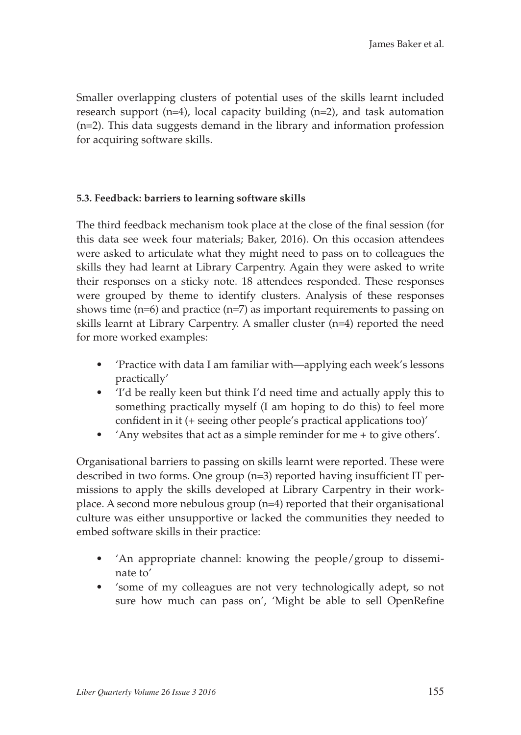Smaller overlapping clusters of potential uses of the skills learnt included research support (n=4), local capacity building (n=2), and task automation (n=2). This data suggests demand in the library and information profession for acquiring software skills.

### 5.3. Feedback: barriers to learning software skills

The third feedback mechanism took place at the close of the final session (for this data see week four materials; Baker, 2016). On this occasion attendees were asked to articulate what they might need to pass on to colleagues the skills they had learnt at Library Carpentry. Again they were asked to write their responses on a sticky note. 18 attendees responded. These responses were grouped by theme to identify clusters. Analysis of these responses shows time (n=6) and practice (n=7) as important requirements to passing on skills learnt at Library Carpentry. A smaller cluster (n=4) reported the need for more worked examples:

- 'Practice with data I am familiar with—applying each week's lessons practically'
- 'I'd be really keen but think I'd need time and actually apply this to something practically myself (I am hoping to do this) to feel more confident in it (+ seeing other people's practical applications too)'
- 'Any websites that act as a simple reminder for me + to give others'.

Organisational barriers to passing on skills learnt were reported. These were described in two forms. One group (n=3) reported having insufficient IT permissions to apply the skills developed at Library Carpentry in their workplace. A second more nebulous group (n=4) reported that their organisational culture was either unsupportive or lacked the communities they needed to embed software skills in their practice:

- 'An appropriate channel: knowing the people/group to disseminate to'
- 'some of my colleagues are not very technologically adept, so not sure how much can pass on', 'Might be able to sell OpenRefine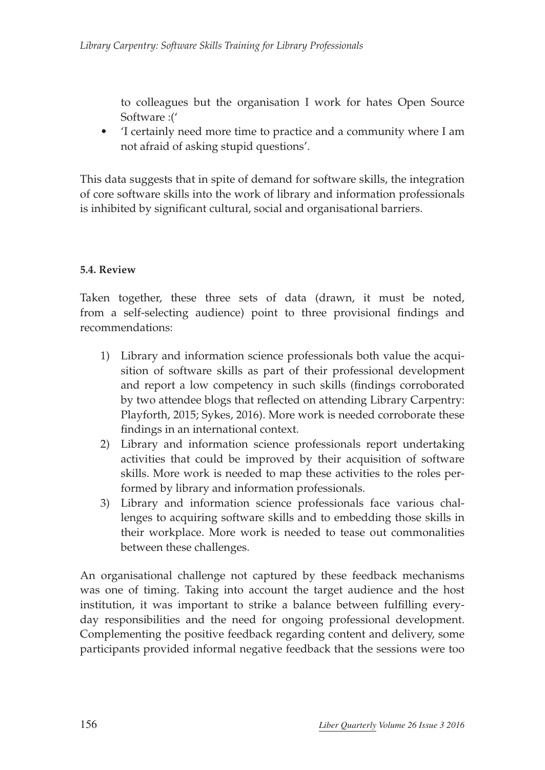to colleagues but the organisation I work for hates Open Source Software :('

- 'I certainly need more time to practice and a community where I am not afraid of asking stupid questions'.

This data suggests that in spite of demand for software skills, the integration of core software skills into the work of library and information professionals is inhibited by significant cultural, social and organisational barriers.

#### 5.4. Review

Taken together, these three sets of data (drawn, it must be noted, from a self-selecting audience) point to three provisional findings and recommendations:

1) Library and information science professionals both value the acquisition of software skills as part of their professional development and report a low competency in such skills (findings corroborated by two attendee blogs that reflected on attending Library Carpentry: Playforth, 2015; Sykes, 2016). More work is needed corroborate these findings in an international context.
2) Library and information science professionals report undertaking activities that could be improved by their acquisition of software skills. More work is needed to map these activities to the roles performed by library and information professionals.
3) Library and information science professionals face various challenges to acquiring software skills and to embedding those skills in their workplace. More work is needed to tease out commonalities between these challenges.

An organisational challenge not captured by these feedback mechanisms was one of timing. Taking into account the target audience and the host institution, it was important to strike a balance between fulfilling everyday responsibilities and the need for ongoing professional development. Complementing the positive feedback regarding content and delivery, some participants provided informal negative feedback that the sessions were too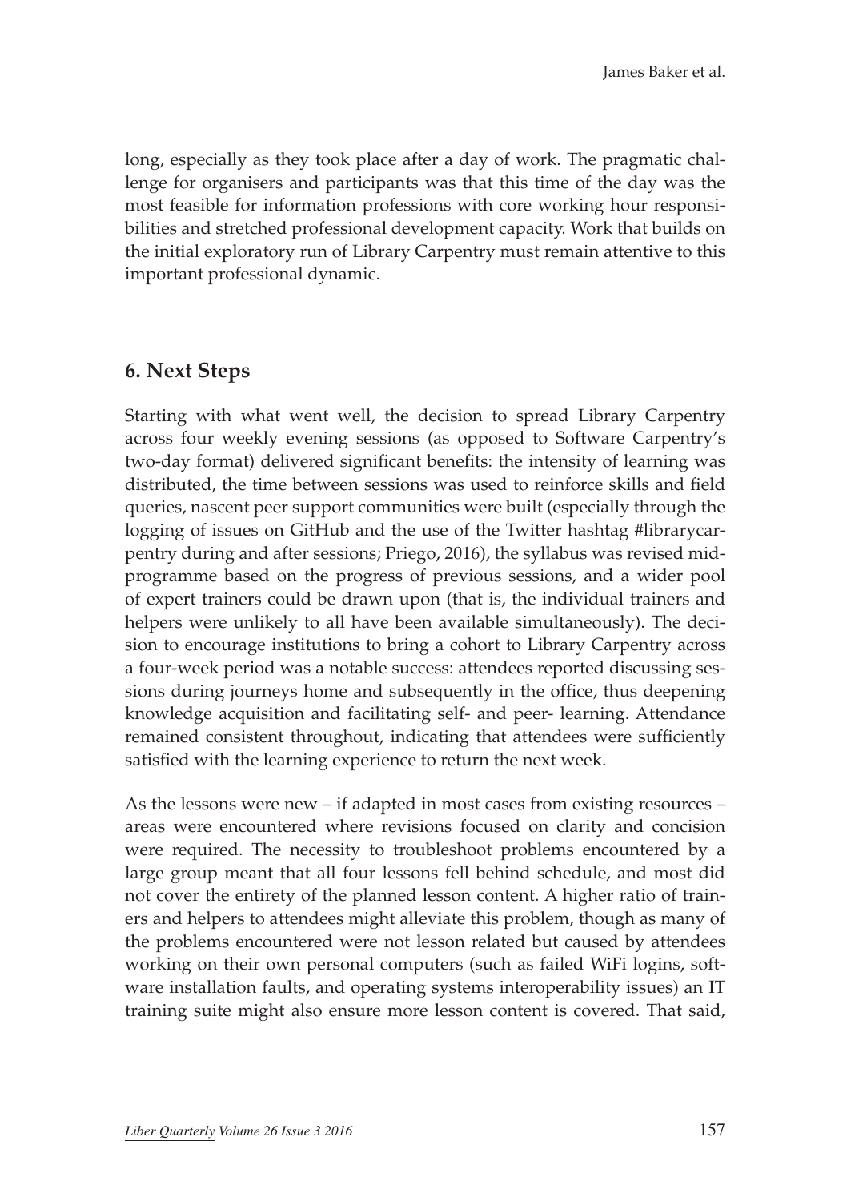long, especially as they took place after a day of work. The pragmatic challenge for organisers and participants was that this time of the day was the most feasible for information professions with core working hour responsibilities and stretched professional development capacity. Work that builds on the initial exploratory run of Library Carpentry must remain attentive to this important professional dynamic.

## 6. Next Steps

Starting with what went well, the decision to spread Library Carpentry across four weekly evening sessions (as opposed to Software Carpentry's two-day format) delivered significant benefits: the intensity of learning was distributed, the time between sessions was used to reinforce skills and field queries, nascent peer support communities were built (especially through the logging of issues on GitHub and the use of the Twitter hashtag #librarycarpentry during and after sessions; Priego, 2016), the syllabus was revised mid-programme based on the progress of previous sessions, and a wider pool of expert trainers could be drawn upon (that is, the individual trainers and helpers were unlikely to all have been available simultaneously). The decision to encourage institutions to bring a cohort to Library Carpentry across a four-week period was a notable success: attendees reported discussing sessions during journeys home and subsequently in the office, thus deepening knowledge acquisition and facilitating self- and peer- learning. Attendance remained consistent throughout, indicating that attendees were sufficiently satisfied with the learning experience to return the next week.

As the lessons were new – if adapted in most cases from existing resources – areas were encountered where revisions focused on clarity and concision were required. The necessity to troubleshoot problems encountered by a large group meant that all four lessons fell behind schedule, and most did not cover the entirety of the planned lesson content. A higher ratio of trainers and helpers to attendees might alleviate this problem, though as many of the problems encountered were not lesson related but caused by attendees working on their own personal computers (such as failed WiFi logins, software installation faults, and operating systems interoperability issues) an IT training suite might also ensure more lesson content is covered. That said,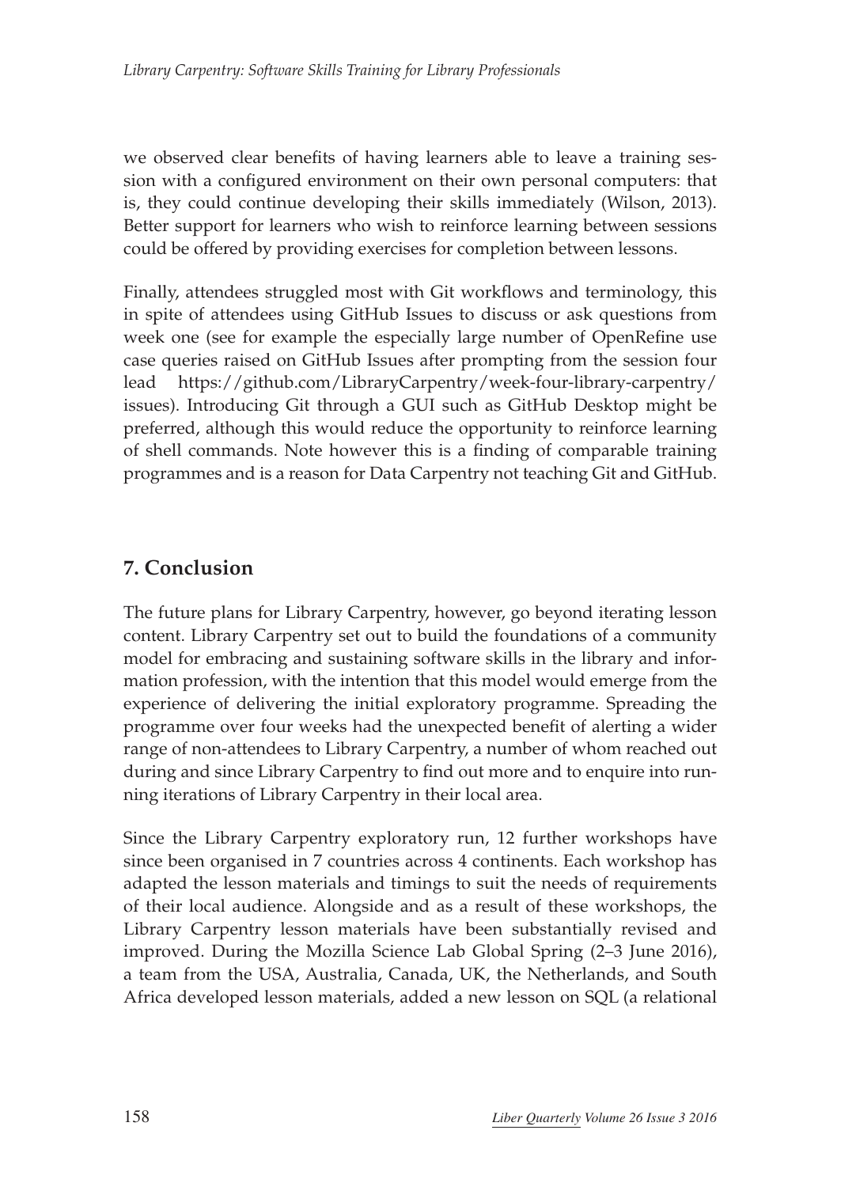we observed clear benefits of having learners able to leave a training session with a configured environment on their own personal computers: that is, they could continue developing their skills immediately (Wilson, 2013). Better support for learners who wish to reinforce learning between sessions could be offered by providing exercises for completion between lessons.

Finally, attendees struggled most with Git workflows and terminology, this in spite of attendees using GitHub Issues to discuss or ask questions from week one (see for example the especially large number of OpenRefine use case queries raised on GitHub Issues after prompting from the session four lead https://github.com/LibraryCarpentry/week-four-library-carpentry/issues). Introducing Git through a GUI such as GitHub Desktop might be preferred, although this would reduce the opportunity to reinforce learning of shell commands. Note however this is a finding of comparable training programmes and is a reason for Data Carpentry not teaching Git and GitHub.

## 7. Conclusion

The future plans for Library Carpentry, however, go beyond iterating lesson content. Library Carpentry set out to build the foundations of a community model for embracing and sustaining software skills in the library and information profession, with the intention that this model would emerge from the experience of delivering the initial exploratory programme. Spreading the programme over four weeks had the unexpected benefit of alerting a wider range of non-attendees to Library Carpentry, a number of whom reached out during and since Library Carpentry to find out more and to enquire into running iterations of Library Carpentry in their local area.

Since the Library Carpentry exploratory run, 12 further workshops have since been organised in 7 countries across 4 continents. Each workshop has adapted the lesson materials and timings to suit the needs of requirements of their local audience. Alongside and as a result of these workshops, the Library Carpentry lesson materials have been substantially revised and improved. During the Mozilla Science Lab Global Spring (2–3 June 2016), a team from the USA, Australia, Canada, UK, the Netherlands, and South Africa developed lesson materials, added a new lesson on SQL (a relational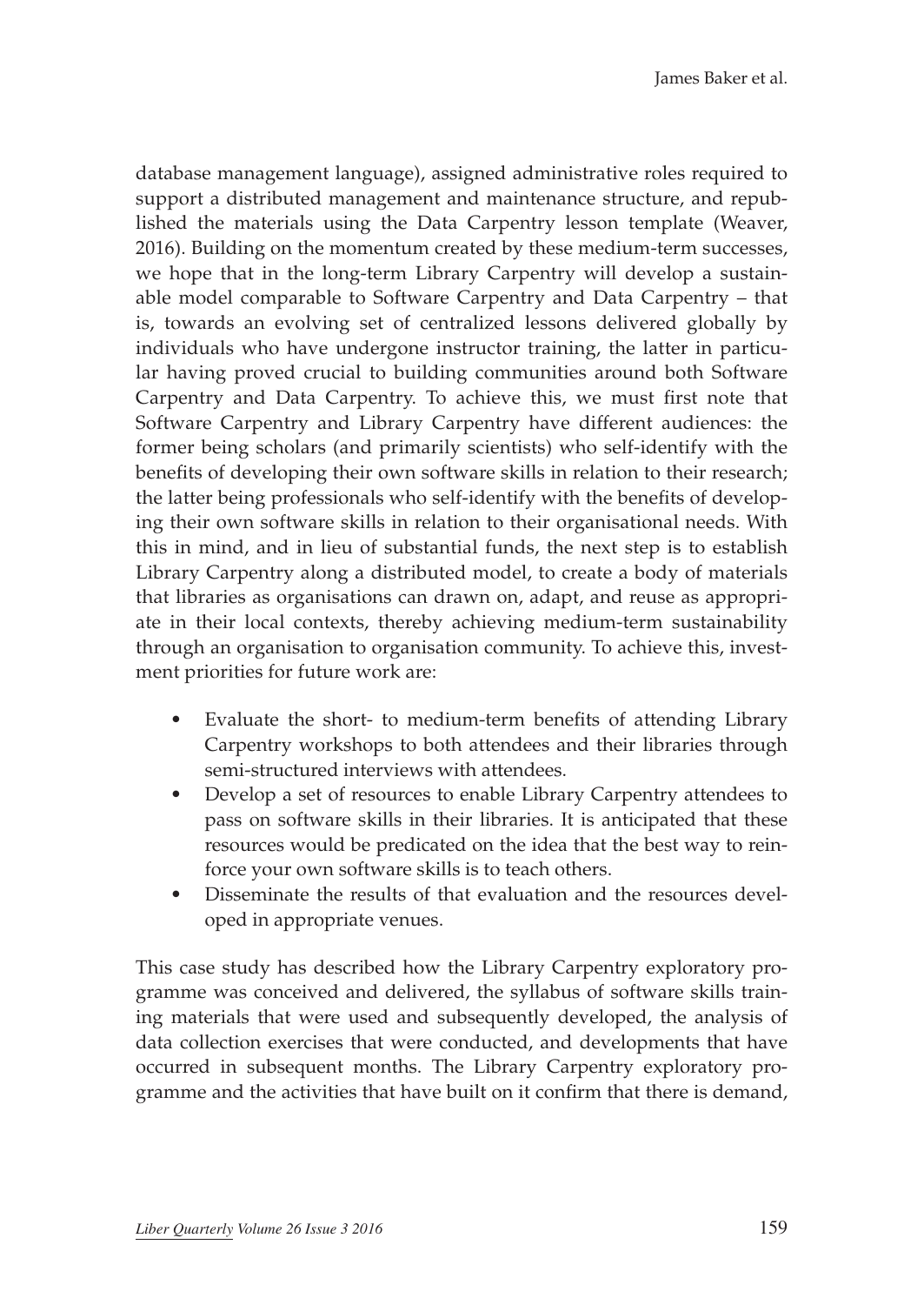database management language), assigned administrative roles required to support a distributed management and maintenance structure, and republished the materials using the Data Carpentry lesson template (Weaver, 2016). Building on the momentum created by these medium-term successes, we hope that in the long-term Library Carpentry will develop a sustainable model comparable to Software Carpentry and Data Carpentry – that is, towards an evolving set of centralized lessons delivered globally by individuals who have undergone instructor training, the latter in particular having proved crucial to building communities around both Software Carpentry and Data Carpentry. To achieve this, we must first note that Software Carpentry and Library Carpentry have different audiences: the former being scholars (and primarily scientists) who self-identify with the benefits of developing their own software skills in relation to their research; the latter being professionals who self-identify with the benefits of developing their own software skills in relation to their organisational needs. With this in mind, and in lieu of substantial funds, the next step is to establish Library Carpentry along a distributed model, to create a body of materials that libraries as organisations can drawn on, adapt, and reuse as appropriate in their local contexts, thereby achieving medium-term sustainability through an organisation to organisation community. To achieve this, investment priorities for future work are:

- Evaluate the short- to medium-term benefits of attending Library Carpentry workshops to both attendees and their libraries through semi-structured interviews with attendees.
- Develop a set of resources to enable Library Carpentry attendees to pass on software skills in their libraries. It is anticipated that these resources would be predicated on the idea that the best way to reinforce your own software skills is to teach others.
- Disseminate the results of that evaluation and the resources developed in appropriate venues.

This case study has described how the Library Carpentry exploratory programme was conceived and delivered, the syllabus of software skills training materials that were used and subsequently developed, the analysis of data collection exercises that were conducted, and developments that have occurred in subsequent months. The Library Carpentry exploratory programme and the activities that have built on it confirm that there is demand,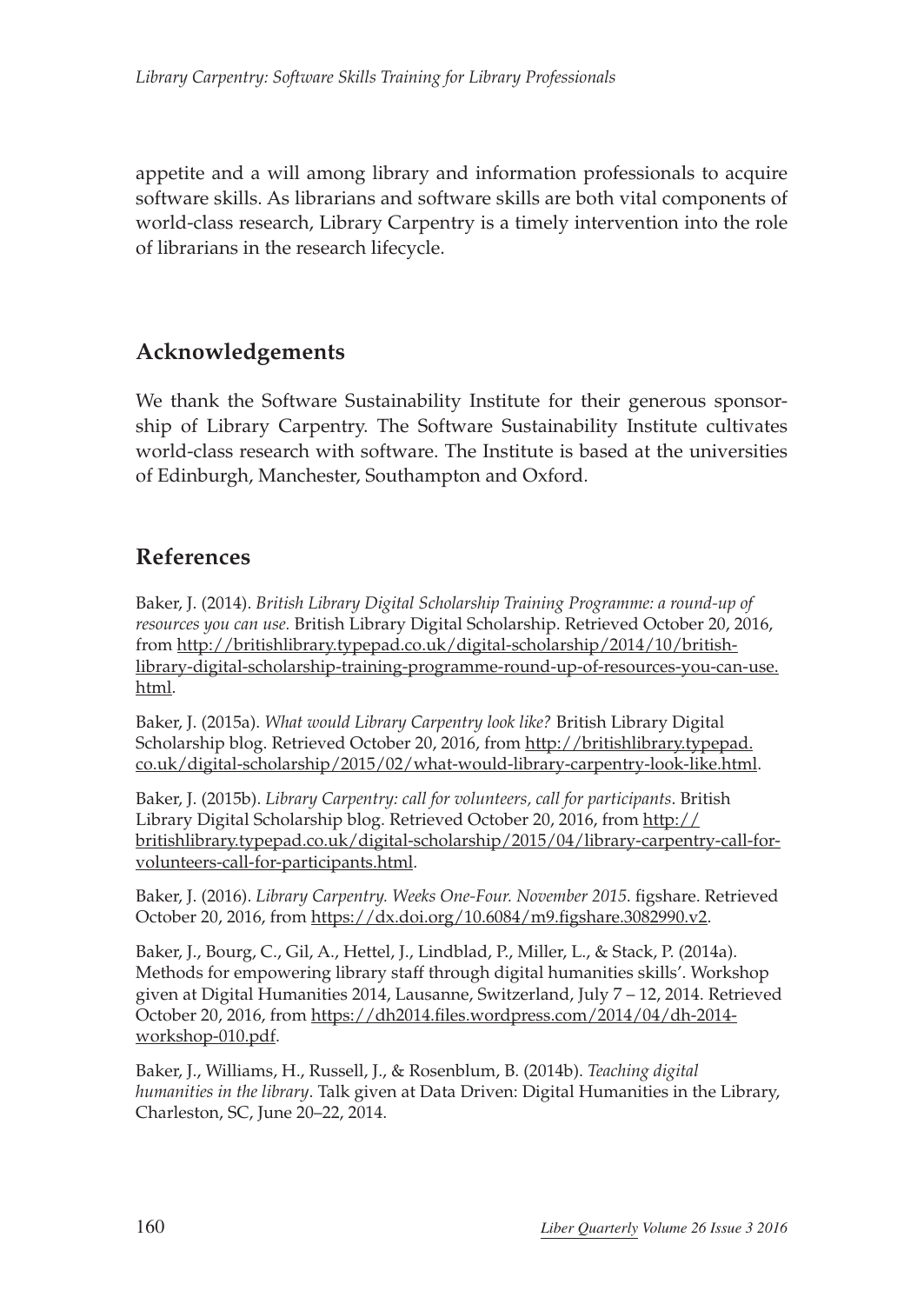appetite and a will among library and information professionals to acquire software skills. As librarians and software skills are both vital components of world-class research, Library Carpentry is a timely intervention into the role of librarians in the research lifecycle.

## Acknowledgements

We thank the Software Sustainability Institute for their generous sponsorship of Library Carpentry. The Software Sustainability Institute cultivates world-class research with software. The Institute is based at the universities of Edinburgh, Manchester, Southampton and Oxford.

## References

Baker, J. (2014). *British Library Digital Scholarship Training Programme: a round-up of resources you can use.* British Library Digital Scholarship. Retrieved October 20, 2016, from http://britishlibrary.typepad.co.uk/digital-scholarship/2014/10/british-library-digital-scholarship-training-programme-round-up-of-resources-you-can-use.html.

Baker, J. (2015a). *What would Library Carpentry look like?* British Library Digital Scholarship blog. Retrieved October 20, 2016, from http://britishlibrary.typepad.co.uk/digital-scholarship/2015/02/what-would-library-carpentry-look-like.html.

Baker, J. (2015b). *Library Carpentry: call for volunteers, call for participants*. British Library Digital Scholarship blog. Retrieved October 20, 2016, from http://britishlibrary.typepad.co.uk/digital-scholarship/2015/04/library-carpentry-call-for-volunteers-call-for-participants.html.

Baker, J. (2016). *Library Carpentry. Weeks One-Four. November 2015.* figshare. Retrieved October 20, 2016, from https://dx.doi.org/10.6084/m9.figshare.3082990.v2.

Baker, J., Bourg, C., Gil, A., Hettel, J., Lindblad, P., Miller, L., & Stack, P. (2014a). Methods for empowering library staff through digital humanities skills'. Workshop given at Digital Humanities 2014, Lausanne, Switzerland, July 7 – 12, 2014. Retrieved October 20, 2016, from https://dh2014.files.wordpress.com/2014/04/dh-2014-workshop-010.pdf.

Baker, J., Williams, H., Russell, J., & Rosenblum, B. (2014b). *Teaching digital humanities in the library*. Talk given at Data Driven: Digital Humanities in the Library, Charleston, SC, June 20–22, 2014.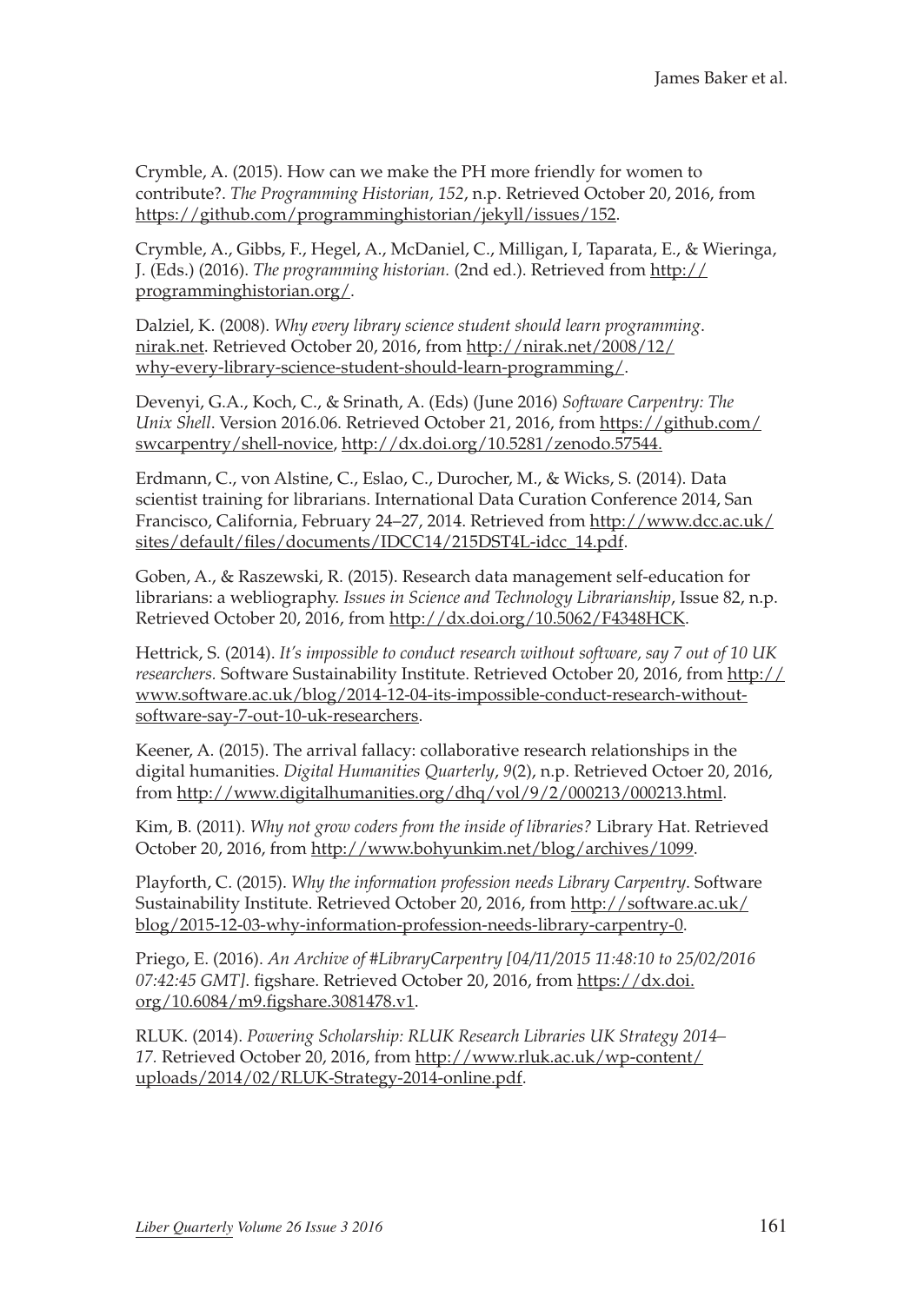Crymble, A. (2015). How can we make the PH more friendly for women to contribute?. *The Programming Historian, 152*, n.p. Retrieved October 20, 2016, from https://github.com/programminghistorian/jekyll/issues/152.

Crymble, A., Gibbs, F., Hegel, A., McDaniel, C., Milligan, I, Taparata, E., & Wieringa, J. (Eds.) (2016). *The programming historian.* (2nd ed.). Retrieved from http://programminghistorian.org/.

Dalziel, K. (2008). *Why every library science student should learn programming*. nirak.net. Retrieved October 20, 2016, from http://nirak.net/2008/12/why-every-library-science-student-should-learn-programming/.

Devenyi, G.A., Koch, C., & Srinath, A. (Eds) (June 2016) *Software Carpentry: The Unix Shell*. Version 2016.06. Retrieved October 21, 2016, from https://github.com/swcarpentry/shell-novice, http://dx.doi.org/10.5281/zenodo.57544.

Erdmann, C., von Alstine, C., Eslao, C., Durocher, M., & Wicks, S. (2014). Data scientist training for librarians. International Data Curation Conference 2014, San Francisco, California, February 24–27, 2014. Retrieved from http://www.dcc.ac.uk/sites/default/files/documents/IDCC14/215DST4L-idcc_14.pdf.

Goben, A., & Raszewski, R. (2015). Research data management self-education for librarians: a webliography. *Issues in Science and Technology Librarianship*, Issue 82, n.p. Retrieved October 20, 2016, from http://dx.doi.org/10.5062/F4348HCK.

Hettrick, S. (2014). *It's impossible to conduct research without software, say 7 out of 10 UK researchers.* Software Sustainability Institute. Retrieved October 20, 2016, from http://www.software.ac.uk/blog/2014-12-04-its-impossible-conduct-research-without-software-say-7-out-10-uk-researchers.

Keener, A. (2015). The arrival fallacy: collaborative research relationships in the digital humanities. *Digital Humanities Quarterly*, *9*(2), n.p. Retrieved Octoer 20, 2016, from http://www.digitalhumanities.org/dhq/vol/9/2/000213/000213.html.

Kim, B. (2011). *Why not grow coders from the inside of libraries?* Library Hat. Retrieved October 20, 2016, from http://www.bohyunkim.net/blog/archives/1099.

Playforth, C. (2015). *Why the information profession needs Library Carpentry*. Software Sustainability Institute. Retrieved October 20, 2016, from http://software.ac.uk/blog/2015-12-03-why-information-profession-needs-library-carpentry-0.

Priego, E. (2016). *An Archive of #LibraryCarpentry [04/11/2015 11:48:10 to 25/02/2016 07:42:45 GMT]*. figshare. Retrieved October 20, 2016, from https://dx.doi.org/10.6084/m9.figshare.3081478.v1.

RLUK. (2014). *Powering Scholarship: RLUK Research Libraries UK Strategy 2014–17.* Retrieved October 20, 2016, from http://www.rluk.ac.uk/wp-content/uploads/2014/02/RLUK-Strategy-2014-online.pdf.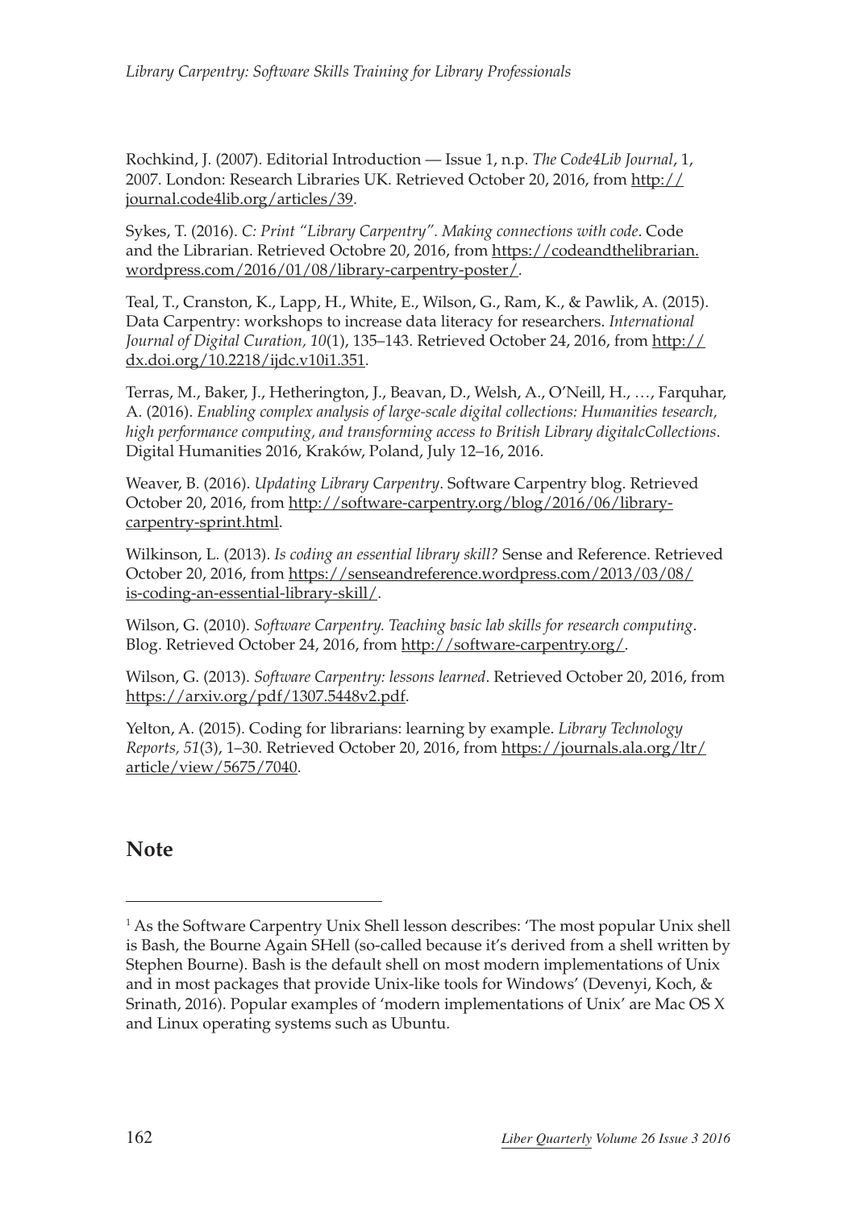Rochkind, J. (2007). Editorial Introduction — Issue 1, n.p. *The Code4Lib Journal*, 1, 2007. London: Research Libraries UK. Retrieved October 20, 2016, from http://journal.code4lib.org/articles/39.

Sykes, T. (2016). *C: Print "Library Carpentry". Making connections with code*. Code and the Librarian. Retrieved Octobre 20, 2016, from https://codeandthelibrarian.wordpress.com/2016/01/08/library-carpentry-poster/.

Teal, T., Cranston, K., Lapp, H., White, E., Wilson, G., Ram, K., & Pawlik, A. (2015). Data Carpentry: workshops to increase data literacy for researchers. *International Journal of Digital Curation, 10*(1), 135–143. Retrieved October 24, 2016, from http://dx.doi.org/10.2218/ijdc.v10i1.351.

Terras, M., Baker, J., Hetherington, J., Beavan, D., Welsh, A., O'Neill, H., …, Farquhar, A. (2016). *Enabling complex analysis of large-scale digital collections: Humanities tesearch, high performance computing, and transforming access to British Library digitalcCollections*. Digital Humanities 2016, Kraków, Poland, July 12–16, 2016.

Weaver, B. (2016). *Updating Library Carpentry*. Software Carpentry blog. Retrieved October 20, 2016, from http://software-carpentry.org/blog/2016/06/library-carpentry-sprint.html.

Wilkinson, L. (2013). *Is coding an essential library skill?* Sense and Reference. Retrieved October 20, 2016, from https://senseandreference.wordpress.com/2013/03/08/is-coding-an-essential-library-skill/.

Wilson, G. (2010). *Software Carpentry. Teaching basic lab skills for research computing*. Blog. Retrieved October 24, 2016, from http://software-carpentry.org/.

Wilson, G. (2013). *Software Carpentry: lessons learned*. Retrieved October 20, 2016, from https://arxiv.org/pdf/1307.5448v2.pdf.

Yelton, A. (2015). Coding for librarians: learning by example. *Library Technology Reports, 51*(3), 1–30. Retrieved October 20, 2016, from https://journals.ala.org/ltr/article/view/5675/7040.

## Note

[1] As the Software Carpentry Unix Shell lesson describes: 'The most popular Unix shell is Bash, the Bourne Again SHell (so-called because it's derived from a shell written by Stephen Bourne). Bash is the default shell on most modern implementations of Unix and in most packages that provide Unix-like tools for Windows' (Devenyi, Koch, & Srinath, 2016). Popular examples of 'modern implementations of Unix' are Mac OS X and Linux operating systems such as Ubuntu.